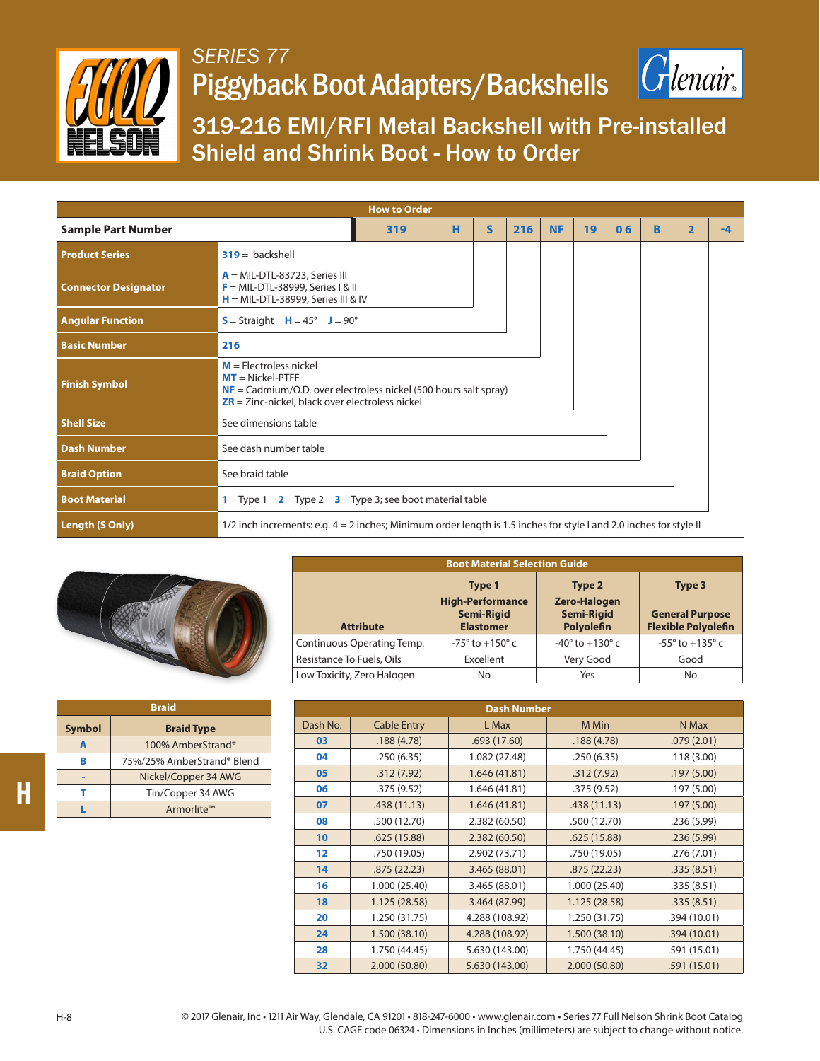# SERIES 77

# Piggyback Boot Adapters/Backshells

## 319-216 EMI/RFI Metal Backshell with Pre-installed Shield and Shrink Boot - How to Order

### How to Order

| Sample Part Number | 319 | H | S | 216 | NF | 19 | 06 | B | 2 | -4 |
|---|---|---|---|---|---|---|---|---|---|---|

| Field | Description |
|---|---|
| **Product Series** | **319** = backshell |
| **Connector Designator** | **A** = MIL-DTL-83723, Series III<br>**F** = MIL-DTL-38999, Series I & II<br>**H** = MIL-DTL-38999, Series III & IV |
| **Angular Function** | **S** = Straight **H** = 45° **J** = 90° |
| **Basic Number** | **216** |
| **Finish Symbol** | **M** = Electroless nickel<br>**MT** = Nickel-PTFE<br>**NF** = Cadmium/O.D. over electroless nickel (500 hours salt spray)<br>**ZR** = Zinc-nickel, black over electroless nickel |
| **Shell Size** | See dimensions table |
| **Dash Number** | See dash number table |
| **Braid Option** | See braid table |
| **Boot Material** | **1** = Type 1 **2** = Type 2 **3** = Type 3; see boot material table |
| **Length (S Only)** | 1/2 inch increments: e.g. 4 = 2 inches; Minimum order length is 1.5 inches for style I and 2.0 inches for style II |

### Boot Material Selection Guide

| Attribute | Type 1<br>High-Performance Semi-Rigid Elastomer | Type 2<br>Zero-Halogen Semi-Rigid Polyolefin | Type 3<br>General Purpose Flexible Polyolefin |
|---|---|---|---|
| Continuous Operating Temp. | -75° to +150° c | -40° to +130° c | -55° to +135° c |
| Resistance To Fuels, Oils | Excellent | Very Good | Good |
| Low Toxicity, Zero Halogen | No | Yes | No |

### Braid

| Symbol | Braid Type |
|---|---|
| **A** | 100% AmberStrand® |
| **B** | 75%/25% AmberStrand® Blend |
| **-** | Nickel/Copper 34 AWG |
| **T** | Tin/Copper 34 AWG |
| **L** | Armorlite™ |

### Dash Number

| Dash No. | Cable Entry | L Max | M Min | N Max |
|---|---|---|---|---|
| **03** | .188 (4.78) | .693 (17.60) | .188 (4.78) | .079 (2.01) |
| **04** | .250 (6.35) | 1.082 (27.48) | .250 (6.35) | .118 (3.00) |
| **05** | .312 (7.92) | 1.646 (41.81) | .312 (7.92) | .197 (5.00) |
| **06** | .375 (9.52) | 1.646 (41.81) | .375 (9.52) | .197 (5.00) |
| **07** | .438 (11.13) | 1.646 (41.81) | .438 (11.13) | .197 (5.00) |
| **08** | .500 (12.70) | 2.382 (60.50) | .500 (12.70) | .236 (5.99) |
| **10** | .625 (15.88) | 2.382 (60.50) | .625 (15.88) | .236 (5.99) |
| **12** | .750 (19.05) | 2.902 (73.71) | .750 (19.05) | .276 (7.01) |
| **14** | .875 (22.23) | 3.465 (88.01) | .875 (22.23) | .335 (8.51) |
| **16** | 1.000 (25.40) | 3.465 (88.01) | 1.000 (25.40) | .335 (8.51) |
| **18** | 1.125 (28.58) | 3.464 (87.99) | 1.125 (28.58) | .335 (8.51) |
| **20** | 1.250 (31.75) | 4.288 (108.92) | 1.250 (31.75) | .394 (10.01) |
| **24** | 1.500 (38.10) | 4.288 (108.92) | 1.500 (38.10) | .394 (10.01) |
| **28** | 1.750 (44.45) | 5.630 (143.00) | 1.750 (44.45) | .591 (15.01) |
| **32** | 2.000 (50.80) | 5.630 (143.00) | 2.000 (50.80) | .591 (15.01) |

© 2017 Glenair, Inc • 1211 Air Way, Glendale, CA 91201 • 818-247-6000 • www.glenair.com • Series 77 Full Nelson Shrink Boot Catalog
U.S. CAGE code 06324 • Dimensions in Inches (millimeters) are subject to change without notice.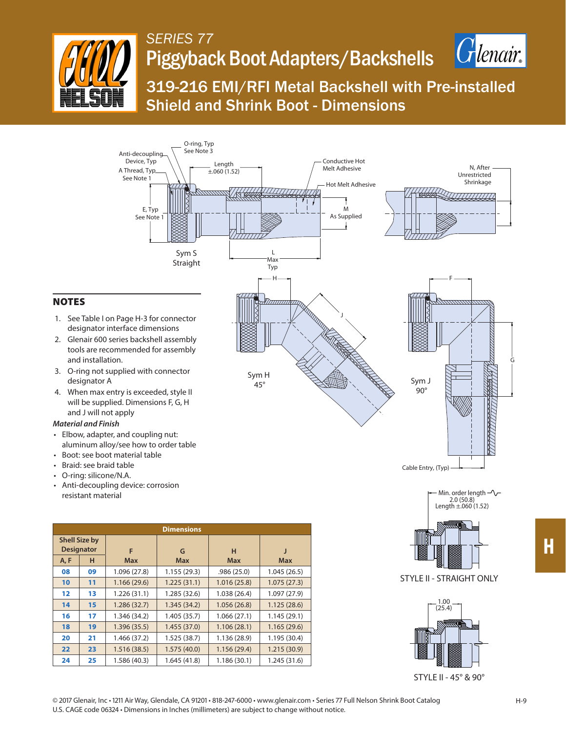# SERIES 77

# Piggyback Boot Adapters/Backshells

## 319-216 EMI/RFI Metal Backshell with Pre-installed Shield and Shrink Boot - Dimensions

O-ring, Typ
See Note 3
Anti-decoupling Device, Typ
A Thread, Typ
See Note 1
Length
±.060 (1.52)
Conductive Hot Melt Adhesive
Hot Melt Adhesive
N, After Unrestricted Shrinkage
E, Typ
See Note 1
M
As Supplied
Sym S
Straight
L
Max
Typ
H
J
F
G
Sym H
45°
Sym J
90°
Cable Entry, (Typ)

## NOTES

1. See Table I on Page H-3 for connector designator interface dimensions
2. Glenair 600 series backshell assembly tools are recommended for assembly and installation.
3. O-ring not supplied with connector designator A
4. When max entry is exceeded, style II will be supplied. Dimensions F, G, H and J will not apply

*Material and Finish*

- Elbow, adapter, and coupling nut: aluminum alloy/see how to order table
- Boot: see boot material table
- Braid: see braid table
- O-ring: silicone/N.A.
- Anti-decoupling device: corrosion resistant material

Min. order length
2.0 (50.8)
Length ±.060 (1.52)

STYLE II - STRAIGHT ONLY

1.00
(25.4)

STYLE II - 45° & 90°

| Dimensions | | | | | |
|---|---|---|---|---|---|
| Shell Size by Designator | | F | G | H | J |
| A, F | H | Max | Max | Max | Max |
| 08 | 09 | 1.096 (27.8) | 1.155 (29.3) | .986 (25.0) | 1.045 (26.5) |
| 10 | 11 | 1.166 (29.6) | 1.225 (31.1) | 1.016 (25.8) | 1.075 (27.3) |
| 12 | 13 | 1.226 (31.1) | 1.285 (32.6) | 1.038 (26.4) | 1.097 (27.9) |
| 14 | 15 | 1.286 (32.7) | 1.345 (34.2) | 1.056 (26.8) | 1.125 (28.6) |
| 16 | 17 | 1.346 (34.2) | 1.405 (35.7) | 1.066 (27.1) | 1.145 (29.1) |
| 18 | 19 | 1.396 (35.5) | 1.455 (37.0) | 1.106 (28.1) | 1.165 (29.6) |
| 20 | 21 | 1.466 (37.2) | 1.525 (38.7) | 1.136 (28.9) | 1.195 (30.4) |
| 22 | 23 | 1.516 (38.5) | 1.575 (40.0) | 1.156 (29.4) | 1.215 (30.9) |
| 24 | 25 | 1.586 (40.3) | 1.645 (41.8) | 1.186 (30.1) | 1.245 (31.6) |

© 2017 Glenair, Inc • 1211 Air Way, Glendale, CA 91201 • 818-247-6000 • www.glenair.com • Series 77 Full Nelson Shrink Boot Catalog
U.S. CAGE code 06324 • Dimensions in Inches (millimeters) are subject to change without notice.